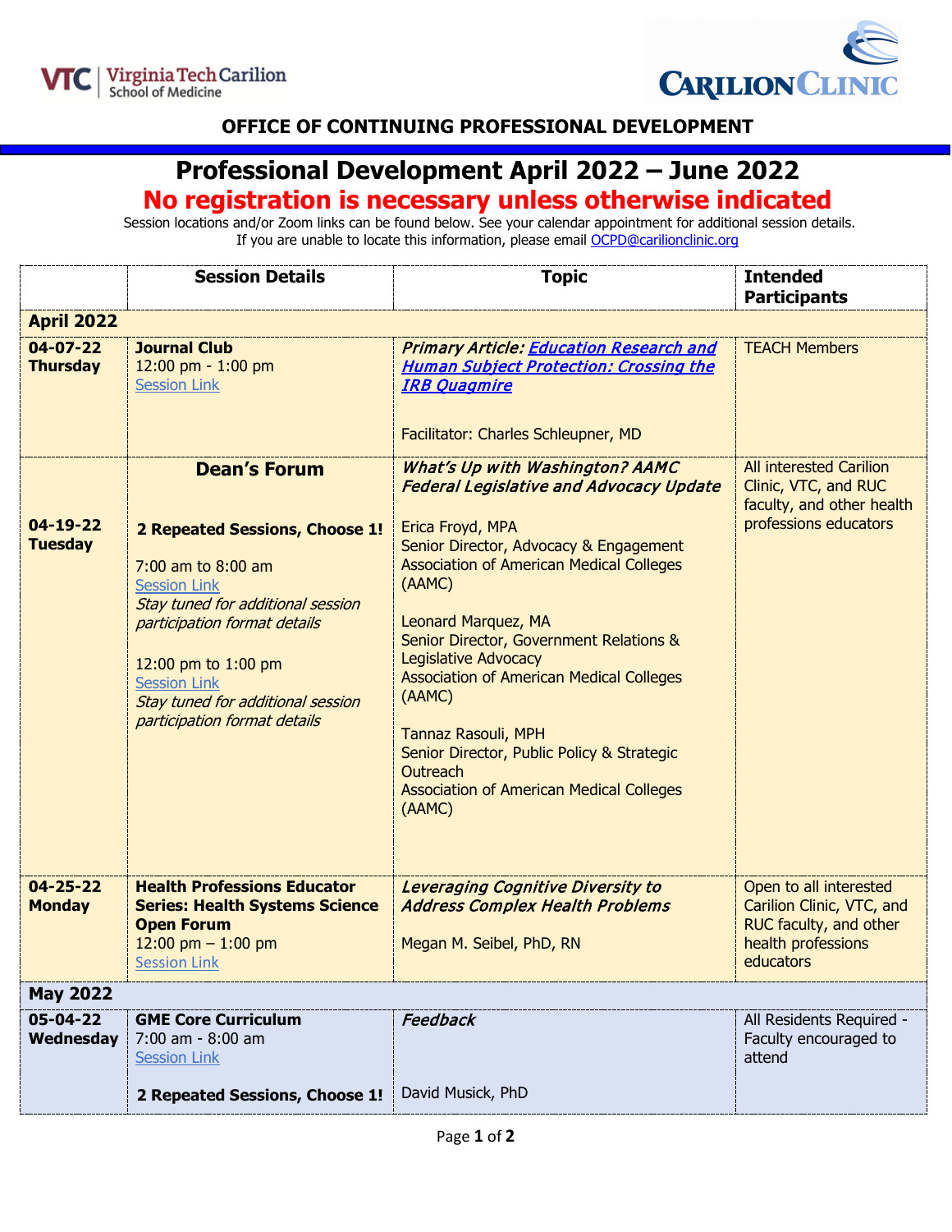**OFFICE OF CONTINUING PROFESSIONAL DEVELOPMENT**

# Professional Development April 2022 – June 2022

## No registration is necessary unless otherwise indicated

Session locations and/or Zoom links can be found below. See your calendar appointment for additional session details.
If you are unable to locate this information, please email OCPD@carilionclinic.org

| | Session Details | Topic | Intended Participants |
|---|---|---|---|
| **April 2022** | | | |
| **04-07-22 Thursday** | **Journal Club**<br>12:00 pm - 1:00 pm<br>Session Link | ***Primary Article: Education Research and Human Subject Protection: Crossing the IRB Quagmire***<br><br>Facilitator: Charles Schleupner, MD | TEACH Members |
| **04-19-22 Tuesday** | **Dean's Forum**<br><br>**2 Repeated Sessions, Choose 1!**<br><br>7:00 am to 8:00 am<br>Session Link<br>*Stay tuned for additional session participation format details*<br><br>12:00 pm to 1:00 pm<br>Session Link<br>*Stay tuned for additional session participation format details* | ***What's Up with Washington? AAMC Federal Legislative and Advocacy Update***<br><br>Erica Froyd, MPA<br>Senior Director, Advocacy & Engagement<br>Association of American Medical Colleges (AAMC)<br><br>Leonard Marquez, MA<br>Senior Director, Government Relations & Legislative Advocacy<br>Association of American Medical Colleges (AAMC)<br><br>Tannaz Rasouli, MPH<br>Senior Director, Public Policy & Strategic Outreach<br>Association of American Medical Colleges (AAMC) | All interested Carilion Clinic, VTC, and RUC faculty, and other health professions educators |
| **04-25-22 Monday** | **Health Professions Educator Series: Health Systems Science Open Forum**<br>12:00 pm – 1:00 pm<br>Session Link | ***Leveraging Cognitive Diversity to Address Complex Health Problems***<br><br>Megan M. Seibel, PhD, RN | Open to all interested Carilion Clinic, VTC, and RUC faculty, and other health professions educators |
| **May 2022** | | | |
| **05-04-22 Wednesday** | **GME Core Curriculum**<br>7:00 am - 8:00 am<br>Session Link<br><br>**2 Repeated Sessions, Choose 1!** | ***Feedback***<br><br>David Musick, PhD | All Residents Required - Faculty encouraged to attend |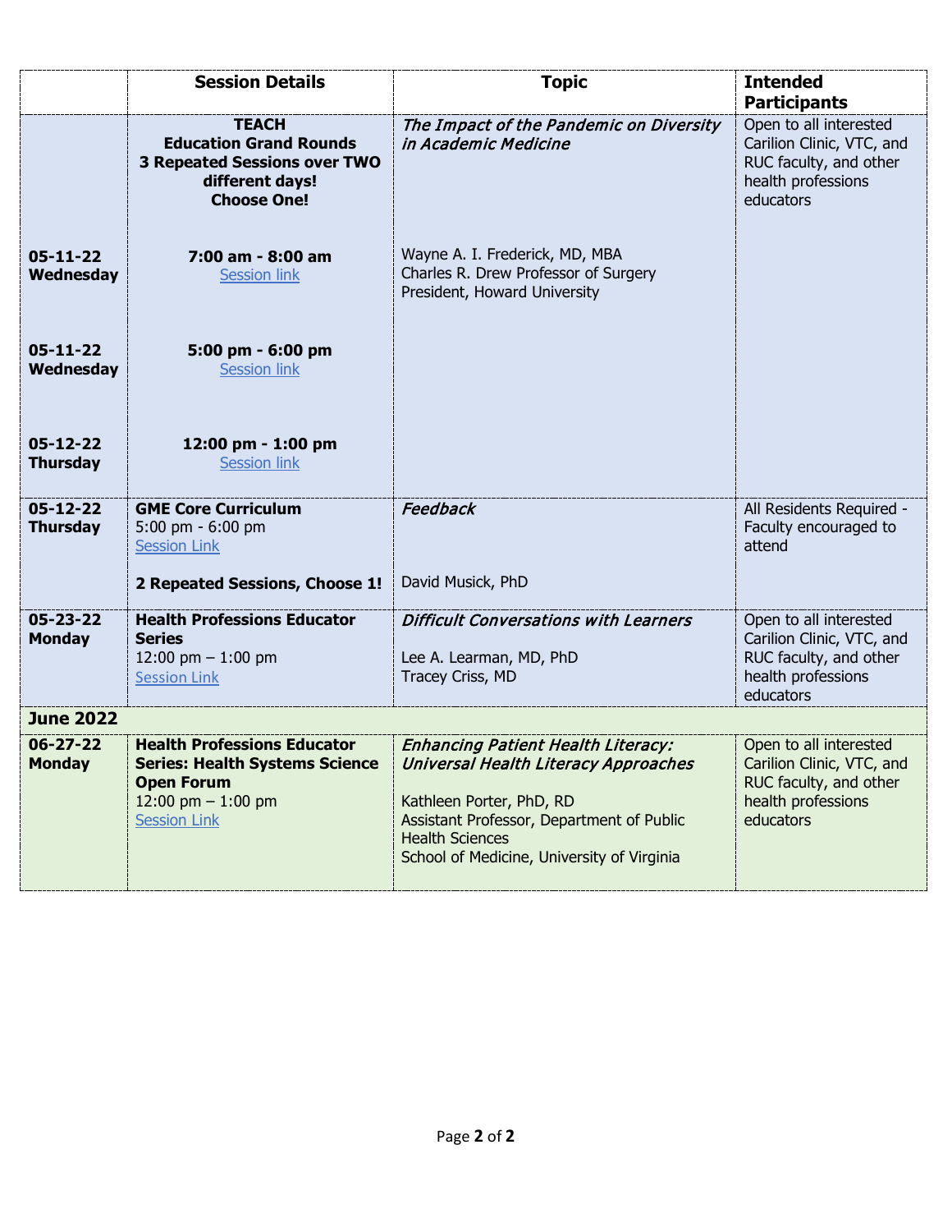| | Session Details | Topic | Intended Participants |
|---|---|---|---|
| | **TEACH Education Grand Rounds 3 Repeated Sessions over TWO different days! Choose One!** | *The Impact of the Pandemic on Diversity in Academic Medicine* | Open to all interested Carilion Clinic, VTC, and RUC faculty, and other health professions educators |
| **05-11-22 Wednesday** | **7:00 am - 8:00 am** Session link | Wayne A. I. Frederick, MD, MBA Charles R. Drew Professor of Surgery President, Howard University | |
| **05-11-22 Wednesday** | **5:00 pm - 6:00 pm** Session link | | |
| **05-12-22 Thursday** | **12:00 pm - 1:00 pm** Session link | | |
| **05-12-22 Thursday** | **GME Core Curriculum** 5:00 pm - 6:00 pm Session Link **2 Repeated Sessions, Choose 1!** | *Feedback* David Musick, PhD | All Residents Required - Faculty encouraged to attend |
| **05-23-22 Monday** | **Health Professions Educator Series** 12:00 pm – 1:00 pm Session Link | *Difficult Conversations with Learners* Lee A. Learman, MD, PhD Tracey Criss, MD | Open to all interested Carilion Clinic, VTC, and RUC faculty, and other health professions educators |
| **June 2022** | | | |
| **06-27-22 Monday** | **Health Professions Educator Series: Health Systems Science Open Forum** 12:00 pm – 1:00 pm Session Link | *Enhancing Patient Health Literacy: Universal Health Literacy Approaches* Kathleen Porter, PhD, RD Assistant Professor, Department of Public Health Sciences School of Medicine, University of Virginia | Open to all interested Carilion Clinic, VTC, and RUC faculty, and other health professions educators |